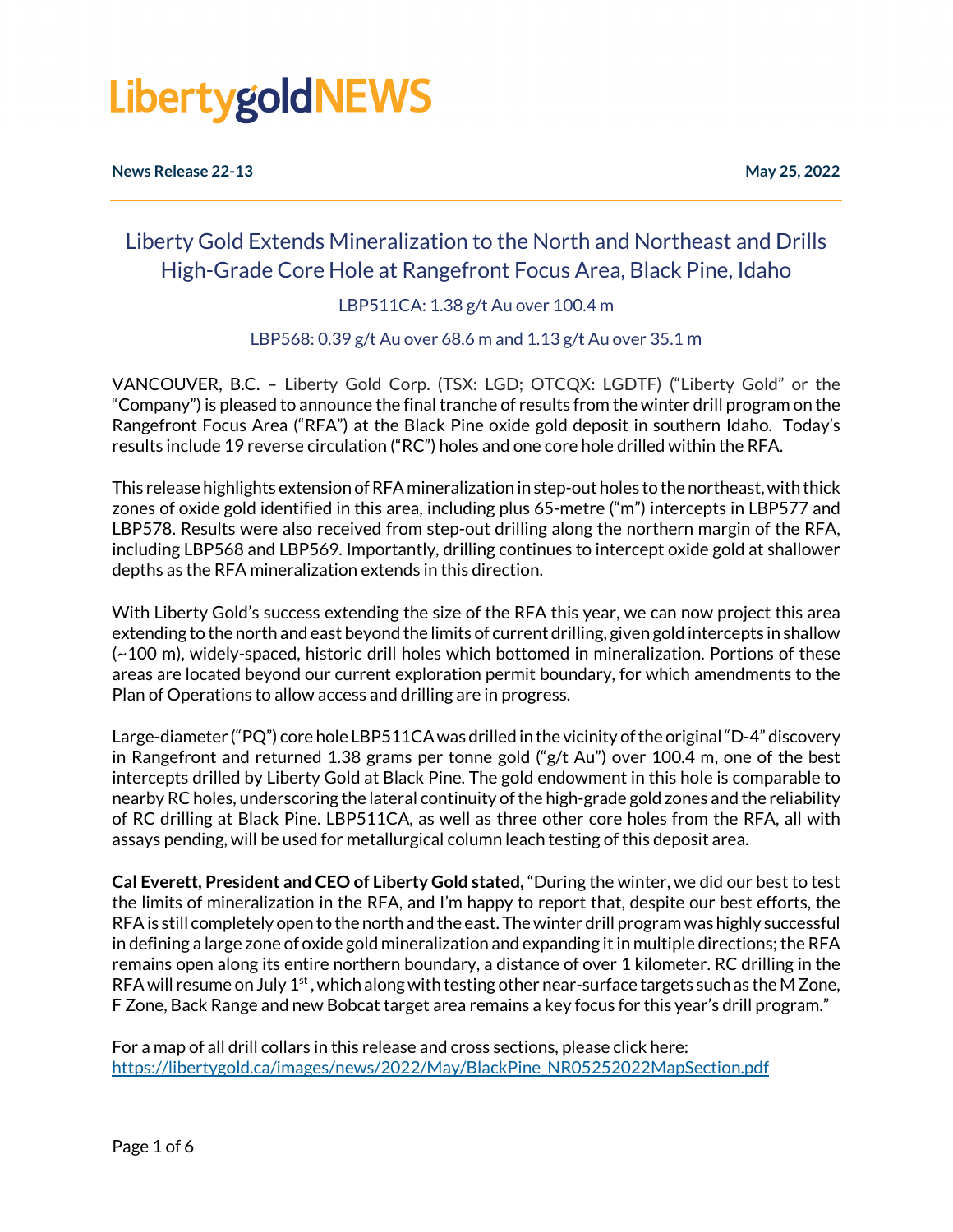LibertygoldNEWS

**News Release 22-13** **May 25, 2022**

# Liberty Gold Extends Mineralization to the North and Northeast and Drills High-Grade Core Hole at Rangefront Focus Area, Black Pine, Idaho

LBP511CA: 1.38 g/t Au over 100.4 m

LBP568: 0.39 g/t Au over 68.6 m and 1.13 g/t Au over 35.1 m

VANCOUVER, B.C. – Liberty Gold Corp. (TSX: LGD; OTCQX: LGDTF) ("Liberty Gold" or the "Company") is pleased to announce the final tranche of results from the winter drill program on the Rangefront Focus Area ("RFA") at the Black Pine oxide gold deposit in southern Idaho. Today's results include 19 reverse circulation ("RC") holes and one core hole drilled within the RFA.

This release highlights extension of RFA mineralization in step-out holes to the northeast, with thick zones of oxide gold identified in this area, including plus 65-metre ("m") intercepts in LBP577 and LBP578. Results were also received from step-out drilling along the northern margin of the RFA, including LBP568 and LBP569. Importantly, drilling continues to intercept oxide gold at shallower depths as the RFA mineralization extends in this direction.

With Liberty Gold's success extending the size of the RFA this year, we can now project this area extending to the north and east beyond the limits of current drilling, given gold intercepts in shallow (~100 m), widely-spaced, historic drill holes which bottomed in mineralization. Portions of these areas are located beyond our current exploration permit boundary, for which amendments to the Plan of Operations to allow access and drilling are in progress.

Large-diameter ("PQ") core hole LBP511CA was drilled in the vicinity of the original "D-4" discovery in Rangefront and returned 1.38 grams per tonne gold ("g/t Au") over 100.4 m, one of the best intercepts drilled by Liberty Gold at Black Pine. The gold endowment in this hole is comparable to nearby RC holes, underscoring the lateral continuity of the high-grade gold zones and the reliability of RC drilling at Black Pine. LBP511CA, as well as three other core holes from the RFA, all with assays pending, will be used for metallurgical column leach testing of this deposit area.

**Cal Everett, President and CEO of Liberty Gold stated,** "During the winter, we did our best to test the limits of mineralization in the RFA, and I'm happy to report that, despite our best efforts, the RFA is still completely open to the north and the east. The winter drill program was highly successful in defining a large zone of oxide gold mineralization and expanding it in multiple directions; the RFA remains open along its entire northern boundary, a distance of over 1 kilometer. RC drilling in the RFA will resume on July 1st, which along with testing other near-surface targets such as the M Zone, F Zone, Back Range and new Bobcat target area remains a key focus for this year's drill program."

For a map of all drill collars in this release and cross sections, please click here:
https://libertygold.ca/images/news/2022/May/BlackPine_NR05252022MapSection.pdf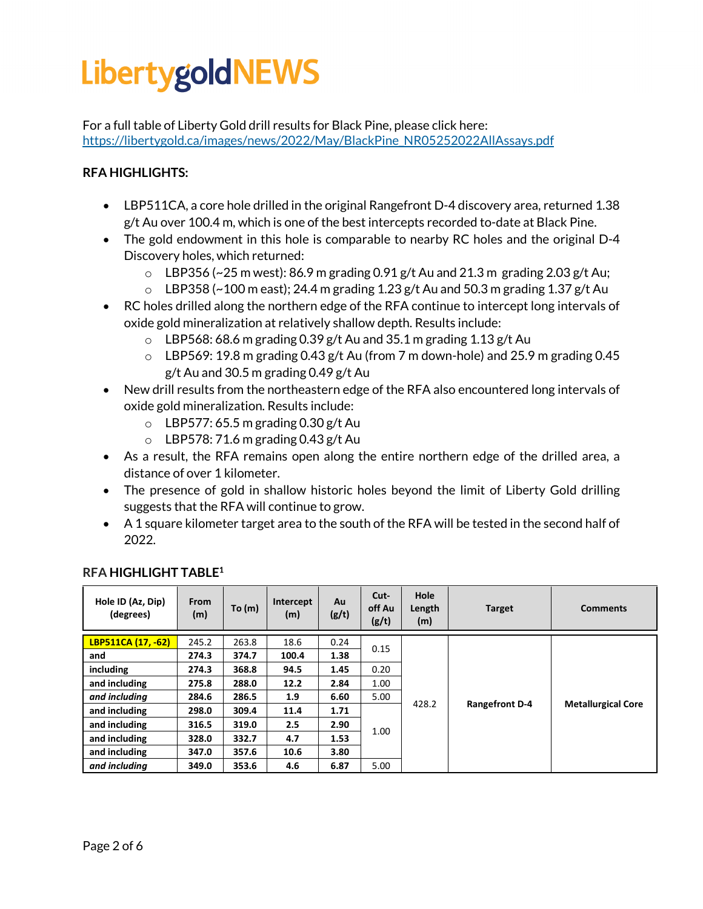# LibertygoldNEWS

For a full table of Liberty Gold drill results for Black Pine, please click here: https://libertygold.ca/images/news/2022/May/BlackPine_NR05252022AllAssays.pdf

**RFA HIGHLIGHTS:**

- LBP511CA, a core hole drilled in the original Rangefront D-4 discovery area, returned 1.38 g/t Au over 100.4 m, which is one of the best intercepts recorded to-date at Black Pine.
- The gold endowment in this hole is comparable to nearby RC holes and the original D-4 Discovery holes, which returned:
  - LBP356 (~25 m west): 86.9 m grading 0.91 g/t Au and 21.3 m grading 2.03 g/t Au;
  - LBP358 (~100 m east); 24.4 m grading 1.23 g/t Au and 50.3 m grading 1.37 g/t Au
- RC holes drilled along the northern edge of the RFA continue to intercept long intervals of oxide gold mineralization at relatively shallow depth. Results include:
  - LBP568: 68.6 m grading 0.39 g/t Au and 35.1 m grading 1.13 g/t Au
  - LBP569: 19.8 m grading 0.43 g/t Au (from 7 m down-hole) and 25.9 m grading 0.45 g/t Au and 30.5 m grading 0.49 g/t Au
- New drill results from the northeastern edge of the RFA also encountered long intervals of oxide gold mineralization. Results include:
  - LBP577: 65.5 m grading 0.30 g/t Au
  - LBP578: 71.6 m grading 0.43 g/t Au
- As a result, the RFA remains open along the entire northern edge of the drilled area, a distance of over 1 kilometer.
- The presence of gold in shallow historic holes beyond the limit of Liberty Gold drilling suggests that the RFA will continue to grow.
- A 1 square kilometer target area to the south of the RFA will be tested in the second half of 2022.

### RFA HIGHLIGHT TABLE[1]

| Hole ID (Az, Dip) (degrees) | From (m) | To (m) | Intercept (m) | Au (g/t) | Cut-off Au (g/t) | Hole Length (m) | Target | Comments |
|---|---|---|---|---|---|---|---|---|
| **LBP511CA (17, -62)** | 245.2 | 263.8 | 18.6 | 0.24 | 0.15 | 428.2 | **Rangefront D-4** | **Metallurgical Core** |
| **and** | **274.3** | **374.7** | **100.4** | **1.38** | | | | |
| **including** | **274.3** | **368.8** | **94.5** | **1.45** | 0.20 | | | |
| **and including** | **275.8** | **288.0** | **12.2** | **2.84** | 1.00 | | | |
| ***and including*** | **284.6** | **286.5** | **1.9** | **6.60** | 5.00 | | | |
| **and including** | **298.0** | **309.4** | **11.4** | **1.71** | 1.00 | | | |
| **and including** | **316.5** | **319.0** | **2.5** | **2.90** | | | | |
| **and including** | **328.0** | **332.7** | **4.7** | **1.53** | | | | |
| **and including** | **347.0** | **357.6** | **10.6** | **3.80** | | | | |
| ***and including*** | **349.0** | **353.6** | **4.6** | **6.87** | 5.00 | | | |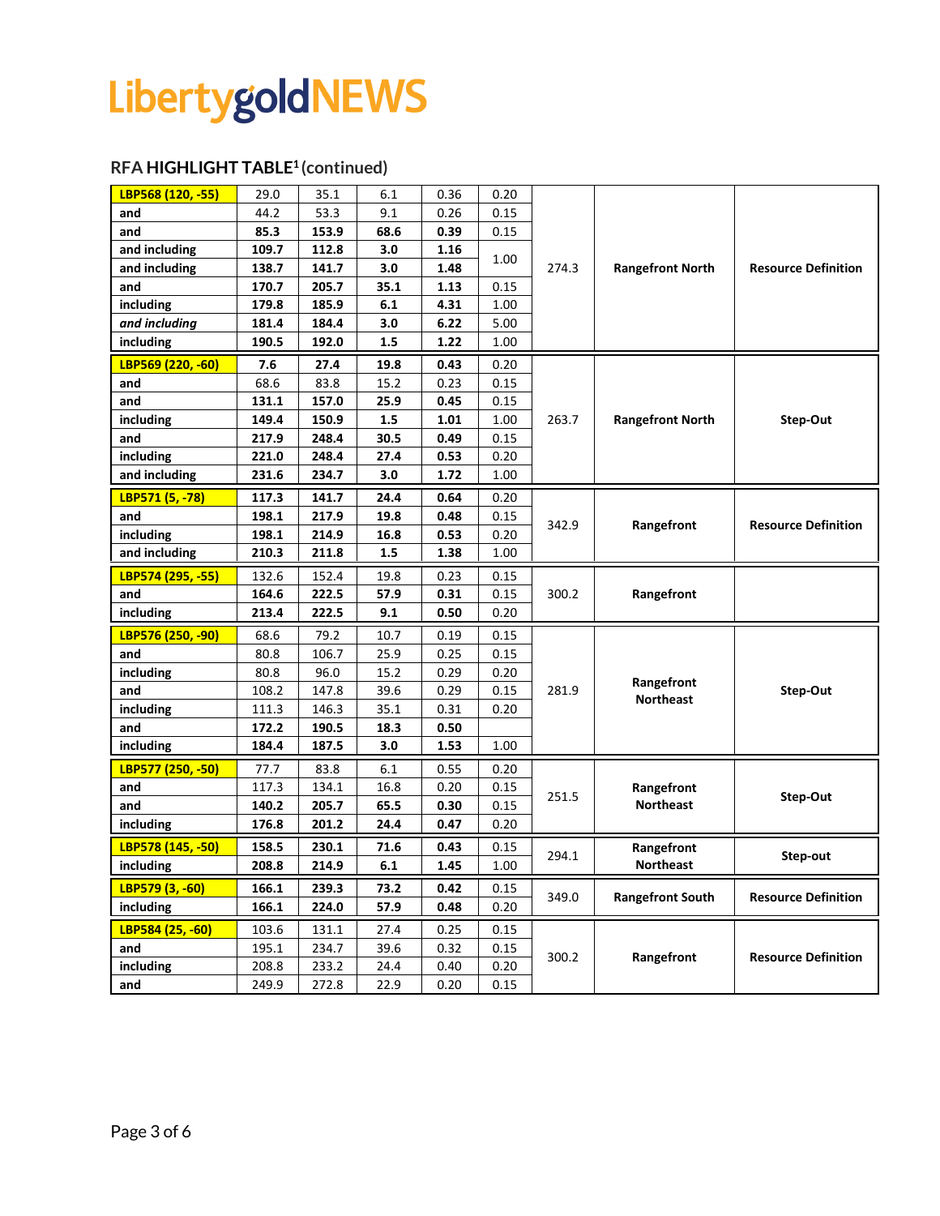## RFA HIGHLIGHT TABLE[1] (continued)

| | | | | | | | | |
|---|---|---|---|---|---|---|---|---|
| **LBP568 (120, -55)** | 29.0 | 35.1 | 6.1 | 0.36 | 0.20 | 274.3 | **Rangefront North** | **Resource Definition** |
| **and** | 44.2 | 53.3 | 9.1 | 0.26 | 0.15 | | | |
| **and** | **85.3** | **153.9** | **68.6** | **0.39** | 0.15 | | | |
| **and including** | **109.7** | **112.8** | **3.0** | **1.16** | 1.00 | | | |
| **and including** | **138.7** | **141.7** | **3.0** | **1.48** | | | | |
| **and** | **170.7** | **205.7** | **35.1** | **1.13** | 0.15 | | | |
| **including** | **179.8** | **185.9** | **6.1** | **4.31** | 1.00 | | | |
| ***and including*** | **181.4** | **184.4** | **3.0** | **6.22** | 5.00 | | | |
| **including** | **190.5** | **192.0** | **1.5** | **1.22** | 1.00 | | | |
| **LBP569 (220, -60)** | **7.6** | **27.4** | **19.8** | **0.43** | 0.20 | 263.7 | **Rangefront North** | **Step-Out** |
| **and** | 68.6 | 83.8 | 15.2 | 0.23 | 0.15 | | | |
| **and** | **131.1** | **157.0** | **25.9** | **0.45** | 0.15 | | | |
| **including** | **149.4** | **150.9** | **1.5** | **1.01** | 1.00 | | | |
| **and** | **217.9** | **248.4** | **30.5** | **0.49** | 0.15 | | | |
| **including** | **221.0** | **248.4** | **27.4** | **0.53** | 0.20 | | | |
| **and including** | **231.6** | **234.7** | **3.0** | **1.72** | 1.00 | | | |
| **LBP571 (5, -78)** | **117.3** | **141.7** | **24.4** | **0.64** | 0.20 | 342.9 | **Rangefront** | **Resource Definition** |
| **and** | **198.1** | **217.9** | **19.8** | **0.48** | 0.15 | | | |
| **including** | **198.1** | **214.9** | **16.8** | **0.53** | 0.20 | | | |
| **and including** | **210.3** | **211.8** | **1.5** | **1.38** | 1.00 | | | |
| **LBP574 (295, -55)** | 132.6 | 152.4 | 19.8 | 0.23 | 0.15 | 300.2 | **Rangefront** | |
| **and** | **164.6** | **222.5** | **57.9** | **0.31** | 0.15 | | | |
| **including** | **213.4** | **222.5** | **9.1** | **0.50** | 0.20 | | | |
| **LBP576 (250, -90)** | 68.6 | 79.2 | 10.7 | 0.19 | 0.15 | 281.9 | **Rangefront Northeast** | **Step-Out** |
| **and** | 80.8 | 106.7 | 25.9 | 0.25 | 0.15 | | | |
| **including** | 80.8 | 96.0 | 15.2 | 0.29 | 0.20 | | | |
| **and** | 108.2 | 147.8 | 39.6 | 0.29 | 0.15 | | | |
| **including** | 111.3 | 146.3 | 35.1 | 0.31 | 0.20 | | | |
| **and** | **172.2** | **190.5** | **18.3** | **0.50** | | | | |
| **including** | **184.4** | **187.5** | **3.0** | **1.53** | 1.00 | | | |
| **LBP577 (250, -50)** | 77.7 | 83.8 | 6.1 | 0.55 | 0.20 | 251.5 | **Rangefront Northeast** | **Step-Out** |
| **and** | 117.3 | 134.1 | 16.8 | 0.20 | 0.15 | | | |
| **and** | **140.2** | **205.7** | **65.5** | **0.30** | 0.15 | | | |
| **including** | **176.8** | **201.2** | **24.4** | **0.47** | 0.20 | | | |
| **LBP578 (145, -50)** | **158.5** | **230.1** | **71.6** | **0.43** | 0.15 | 294.1 | **Rangefront Northeast** | **Step-out** |
| **including** | **208.8** | **214.9** | **6.1** | **1.45** | 1.00 | | | |
| **LBP579 (3, -60)** | **166.1** | **239.3** | **73.2** | **0.42** | 0.15 | 349.0 | **Rangefront South** | **Resource Definition** |
| **including** | **166.1** | **224.0** | **57.9** | **0.48** | 0.20 | | | |
| **LBP584 (25, -60)** | 103.6 | 131.1 | 27.4 | 0.25 | 0.15 | 300.2 | **Rangefront** | **Resource Definition** |
| **and** | 195.1 | 234.7 | 39.6 | 0.32 | 0.15 | | | |
| **including** | 208.8 | 233.2 | 24.4 | 0.40 | 0.20 | | | |
| **and** | 249.9 | 272.8 | 22.9 | 0.20 | 0.15 | | | |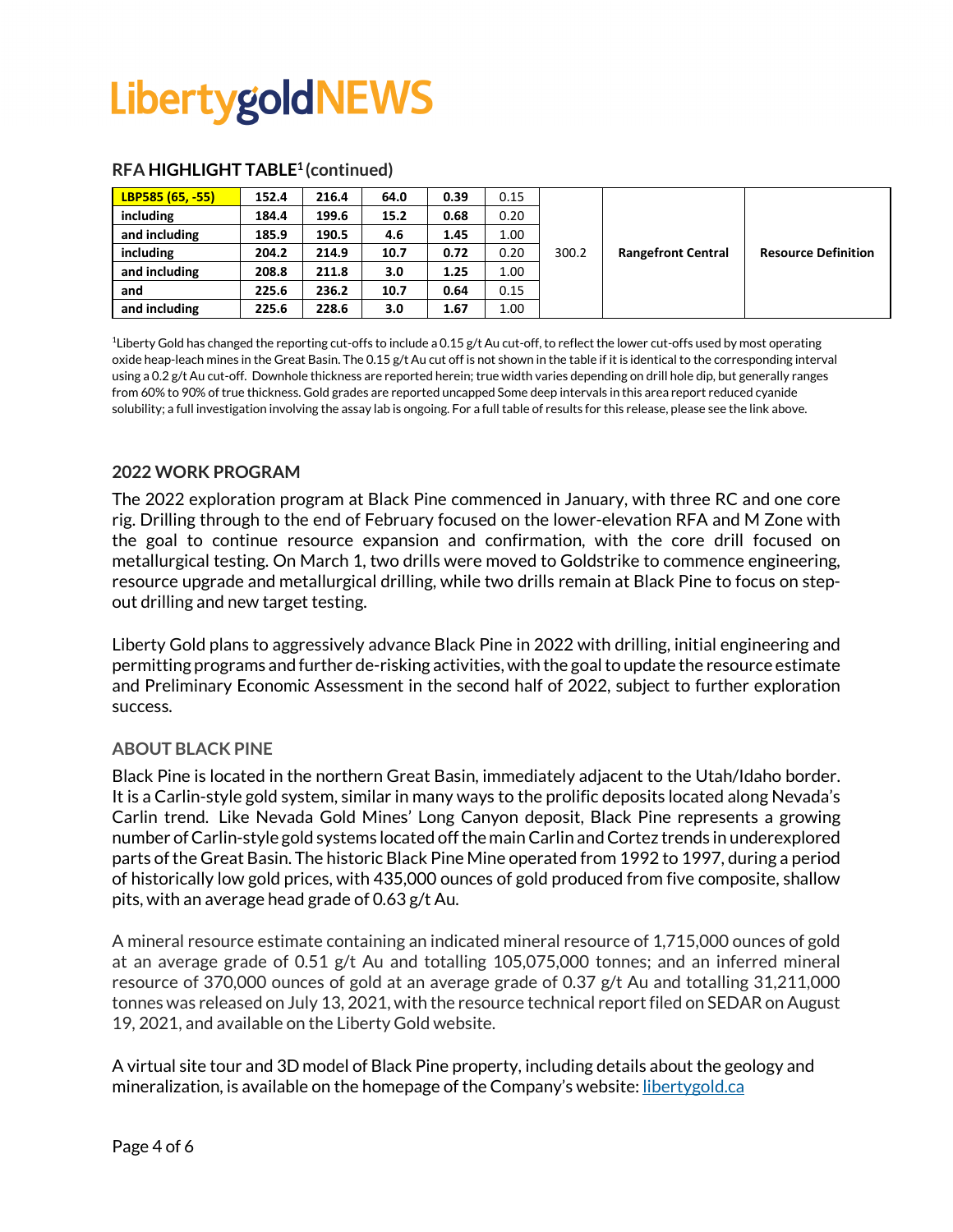# LibertygoldNEWS

## RFA HIGHLIGHT TABLE[1] (continued)

| | | | | | | | | |
|---|---|---|---|---|---|---|---|---|
| **LBP585 (65, -55)** | **152.4** | **216.4** | **64.0** | **0.39** | 0.15 | 300.2 | **Rangefront Central** | **Resource Definition** |
| **including** | **184.4** | **199.6** | **15.2** | **0.68** | 0.20 | | | |
| **and including** | **185.9** | **190.5** | **4.6** | **1.45** | 1.00 | | | |
| **including** | **204.2** | **214.9** | **10.7** | **0.72** | 0.20 | | | |
| **and including** | **208.8** | **211.8** | **3.0** | **1.25** | 1.00 | | | |
| **and** | **225.6** | **236.2** | **10.7** | **0.64** | 0.15 | | | |
| **and including** | **225.6** | **228.6** | **3.0** | **1.67** | 1.00 | | | |

[1]Liberty Gold has changed the reporting cut-offs to include a 0.15 g/t Au cut-off, to reflect the lower cut-offs used by most operating oxide heap-leach mines in the Great Basin. The 0.15 g/t Au cut off is not shown in the table if it is identical to the corresponding interval using a 0.2 g/t Au cut-off. Downhole thickness are reported herein; true width varies depending on drill hole dip, but generally ranges from 60% to 90% of true thickness. Gold grades are reported uncapped Some deep intervals in this area report reduced cyanide solubility; a full investigation involving the assay lab is ongoing. For a full table of results for this release, please see the link above.

### 2022 WORK PROGRAM

The 2022 exploration program at Black Pine commenced in January, with three RC and one core rig. Drilling through to the end of February focused on the lower-elevation RFA and M Zone with the goal to continue resource expansion and confirmation, with the core drill focused on metallurgical testing. On March 1, two drills were moved to Goldstrike to commence engineering, resource upgrade and metallurgical drilling, while two drills remain at Black Pine to focus on step-out drilling and new target testing.

Liberty Gold plans to aggressively advance Black Pine in 2022 with drilling, initial engineering and permitting programs and further de-risking activities, with the goal to update the resource estimate and Preliminary Economic Assessment in the second half of 2022, subject to further exploration success.

### ABOUT BLACK PINE

Black Pine is located in the northern Great Basin, immediately adjacent to the Utah/Idaho border. It is a Carlin-style gold system, similar in many ways to the prolific deposits located along Nevada's Carlin trend. Like Nevada Gold Mines' Long Canyon deposit, Black Pine represents a growing number of Carlin-style gold systems located off the main Carlin and Cortez trends in underexplored parts of the Great Basin. The historic Black Pine Mine operated from 1992 to 1997, during a period of historically low gold prices, with 435,000 ounces of gold produced from five composite, shallow pits, with an average head grade of 0.63 g/t Au.

A mineral resource estimate containing an indicated mineral resource of 1,715,000 ounces of gold at an average grade of 0.51 g/t Au and totalling 105,075,000 tonnes; and an inferred mineral resource of 370,000 ounces of gold at an average grade of 0.37 g/t Au and totalling 31,211,000 tonnes was released on July 13, 2021, with the resource technical report filed on SEDAR on August 19, 2021, and available on the Liberty Gold website.

A virtual site tour and 3D model of Black Pine property, including details about the geology and mineralization, is available on the homepage of the Company's website: [libertygold.ca](libertygold.ca)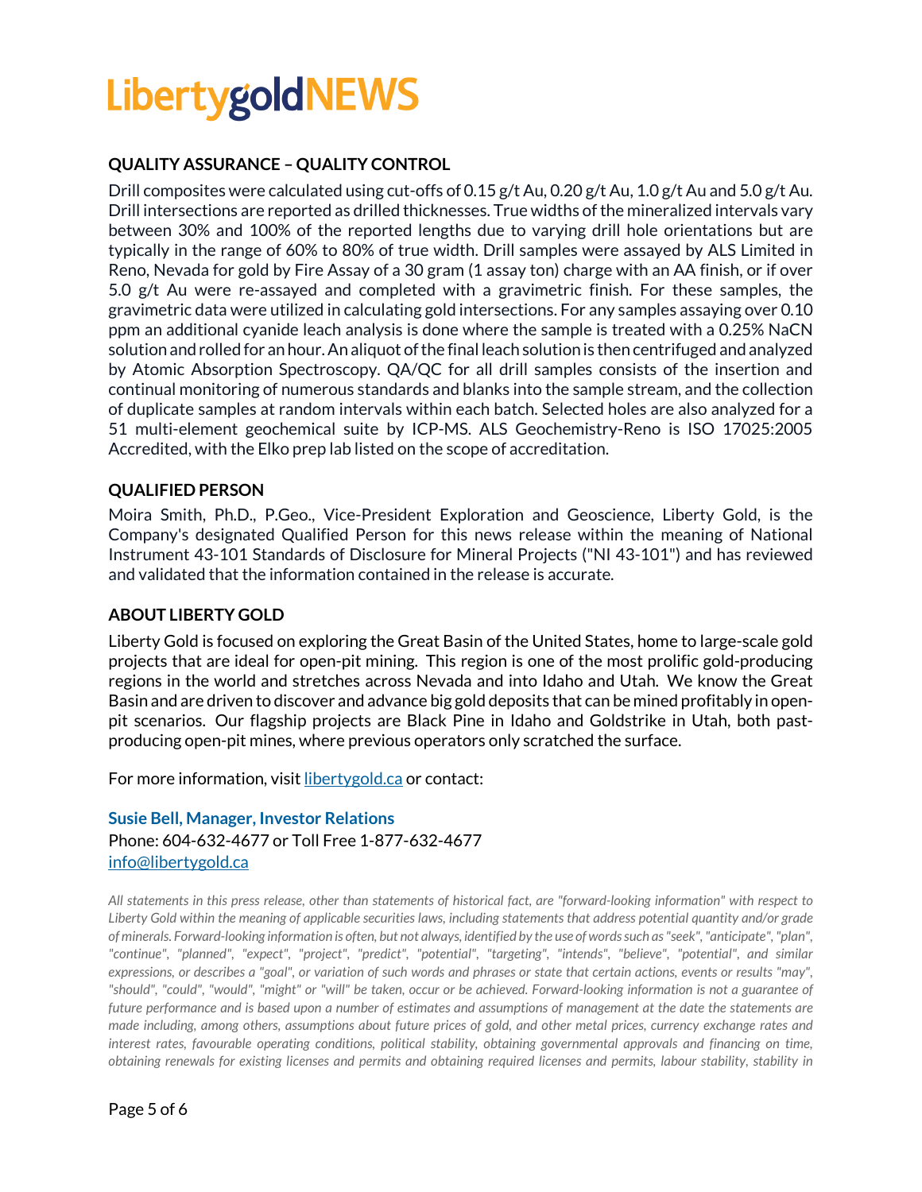## QUALITY ASSURANCE – QUALITY CONTROL

Drill composites were calculated using cut-offs of 0.15 g/t Au, 0.20 g/t Au, 1.0 g/t Au and 5.0 g/t Au. Drill intersections are reported as drilled thicknesses. True widths of the mineralized intervals vary between 30% and 100% of the reported lengths due to varying drill hole orientations but are typically in the range of 60% to 80% of true width. Drill samples were assayed by ALS Limited in Reno, Nevada for gold by Fire Assay of a 30 gram (1 assay ton) charge with an AA finish, or if over 5.0 g/t Au were re-assayed and completed with a gravimetric finish. For these samples, the gravimetric data were utilized in calculating gold intersections. For any samples assaying over 0.10 ppm an additional cyanide leach analysis is done where the sample is treated with a 0.25% NaCN solution and rolled for an hour. An aliquot of the final leach solution is then centrifuged and analyzed by Atomic Absorption Spectroscopy. QA/QC for all drill samples consists of the insertion and continual monitoring of numerous standards and blanks into the sample stream, and the collection of duplicate samples at random intervals within each batch. Selected holes are also analyzed for a 51 multi-element geochemical suite by ICP-MS. ALS Geochemistry-Reno is ISO 17025:2005 Accredited, with the Elko prep lab listed on the scope of accreditation.

## QUALIFIED PERSON

Moira Smith, Ph.D., P.Geo., Vice-President Exploration and Geoscience, Liberty Gold, is the Company's designated Qualified Person for this news release within the meaning of National Instrument 43-101 Standards of Disclosure for Mineral Projects ("NI 43-101") and has reviewed and validated that the information contained in the release is accurate.

## ABOUT LIBERTY GOLD

Liberty Gold is focused on exploring the Great Basin of the United States, home to large-scale gold projects that are ideal for open-pit mining. This region is one of the most prolific gold-producing regions in the world and stretches across Nevada and into Idaho and Utah. We know the Great Basin and are driven to discover and advance big gold deposits that can be mined profitably in open-pit scenarios. Our flagship projects are Black Pine in Idaho and Goldstrike in Utah, both past-producing open-pit mines, where previous operators only scratched the surface.

For more information, visit [libertygold.ca](libertygold.ca) or contact:

**Susie Bell, Manager, Investor Relations**
Phone: 604-632-4677 or Toll Free 1-877-632-4677
[info@libertygold.ca](mailto:info@libertygold.ca)

*All statements in this press release, other than statements of historical fact, are "forward-looking information" with respect to Liberty Gold within the meaning of applicable securities laws, including statements that address potential quantity and/or grade of minerals. Forward-looking information is often, but not always, identified by the use of words such as "seek", "anticipate", "plan", "continue", "planned", "expect", "project", "predict", "potential", "targeting", "intends", "believe", "potential", and similar expressions, or describes a "goal", or variation of such words and phrases or state that certain actions, events or results "may", "should", "could", "would", "might" or "will" be taken, occur or be achieved. Forward-looking information is not a guarantee of future performance and is based upon a number of estimates and assumptions of management at the date the statements are made including, among others, assumptions about future prices of gold, and other metal prices, currency exchange rates and interest rates, favourable operating conditions, political stability, obtaining governmental approvals and financing on time, obtaining renewals for existing licenses and permits and obtaining required licenses and permits, labour stability, stability in*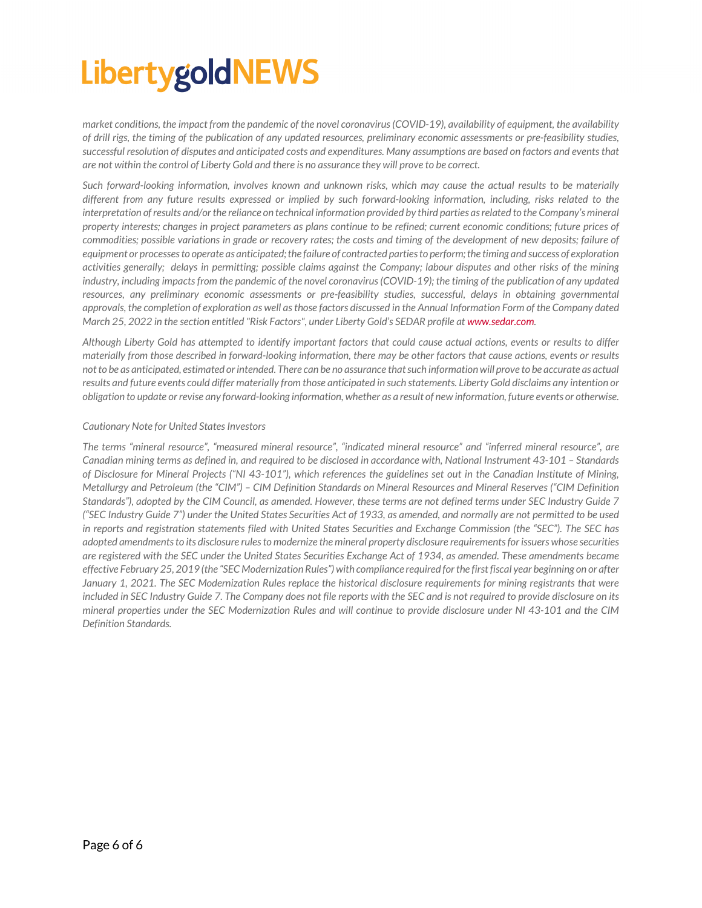*market conditions, the impact from the pandemic of the novel coronavirus (COVID-19), availability of equipment, the availability of drill rigs, the timing of the publication of any updated resources, preliminary economic assessments or pre-feasibility studies, successful resolution of disputes and anticipated costs and expenditures. Many assumptions are based on factors and events that are not within the control of Liberty Gold and there is no assurance they will prove to be correct.*

*Such forward-looking information, involves known and unknown risks, which may cause the actual results to be materially different from any future results expressed or implied by such forward-looking information, including, risks related to the interpretation of results and/or the reliance on technical information provided by third parties as related to the Company's mineral property interests; changes in project parameters as plans continue to be refined; current economic conditions; future prices of commodities; possible variations in grade or recovery rates; the costs and timing of the development of new deposits; failure of equipment or processes to operate as anticipated; the failure of contracted parties to perform; the timing and success of exploration activities generally; delays in permitting; possible claims against the Company; labour disputes and other risks of the mining industry, including impacts from the pandemic of the novel coronavirus (COVID-19); the timing of the publication of any updated resources, any preliminary economic assessments or pre-feasibility studies, successful, delays in obtaining governmental approvals, the completion of exploration as well as those factors discussed in the Annual Information Form of the Company dated March 25, 2022 in the section entitled "Risk Factors", under Liberty Gold's SEDAR profile at www.sedar.com.*

*Although Liberty Gold has attempted to identify important factors that could cause actual actions, events or results to differ materially from those described in forward-looking information, there may be other factors that cause actions, events or results not to be as anticipated, estimated or intended. There can be no assurance that such information will prove to be accurate as actual results and future events could differ materially from those anticipated in such statements. Liberty Gold disclaims any intention or obligation to update or revise any forward-looking information, whether as a result of new information, future events or otherwise.*

*Cautionary Note for United States Investors*

*The terms "mineral resource", "measured mineral resource", "indicated mineral resource" and "inferred mineral resource", are Canadian mining terms as defined in, and required to be disclosed in accordance with, National Instrument 43-101 – Standards of Disclosure for Mineral Projects ("NI 43-101"), which references the guidelines set out in the Canadian Institute of Mining, Metallurgy and Petroleum (the "CIM") – CIM Definition Standards on Mineral Resources and Mineral Reserves ("CIM Definition Standards"), adopted by the CIM Council, as amended. However, these terms are not defined terms under SEC Industry Guide 7 ("SEC Industry Guide 7") under the United States Securities Act of 1933, as amended, and normally are not permitted to be used in reports and registration statements filed with United States Securities and Exchange Commission (the "SEC"). The SEC has adopted amendments to its disclosure rules to modernize the mineral property disclosure requirements for issuers whose securities are registered with the SEC under the United States Securities Exchange Act of 1934, as amended. These amendments became effective February 25, 2019 (the "SEC Modernization Rules") with compliance required for the first fiscal year beginning on or after January 1, 2021. The SEC Modernization Rules replace the historical disclosure requirements for mining registrants that were included in SEC Industry Guide 7. The Company does not file reports with the SEC and is not required to provide disclosure on its mineral properties under the SEC Modernization Rules and will continue to provide disclosure under NI 43-101 and the CIM Definition Standards.*